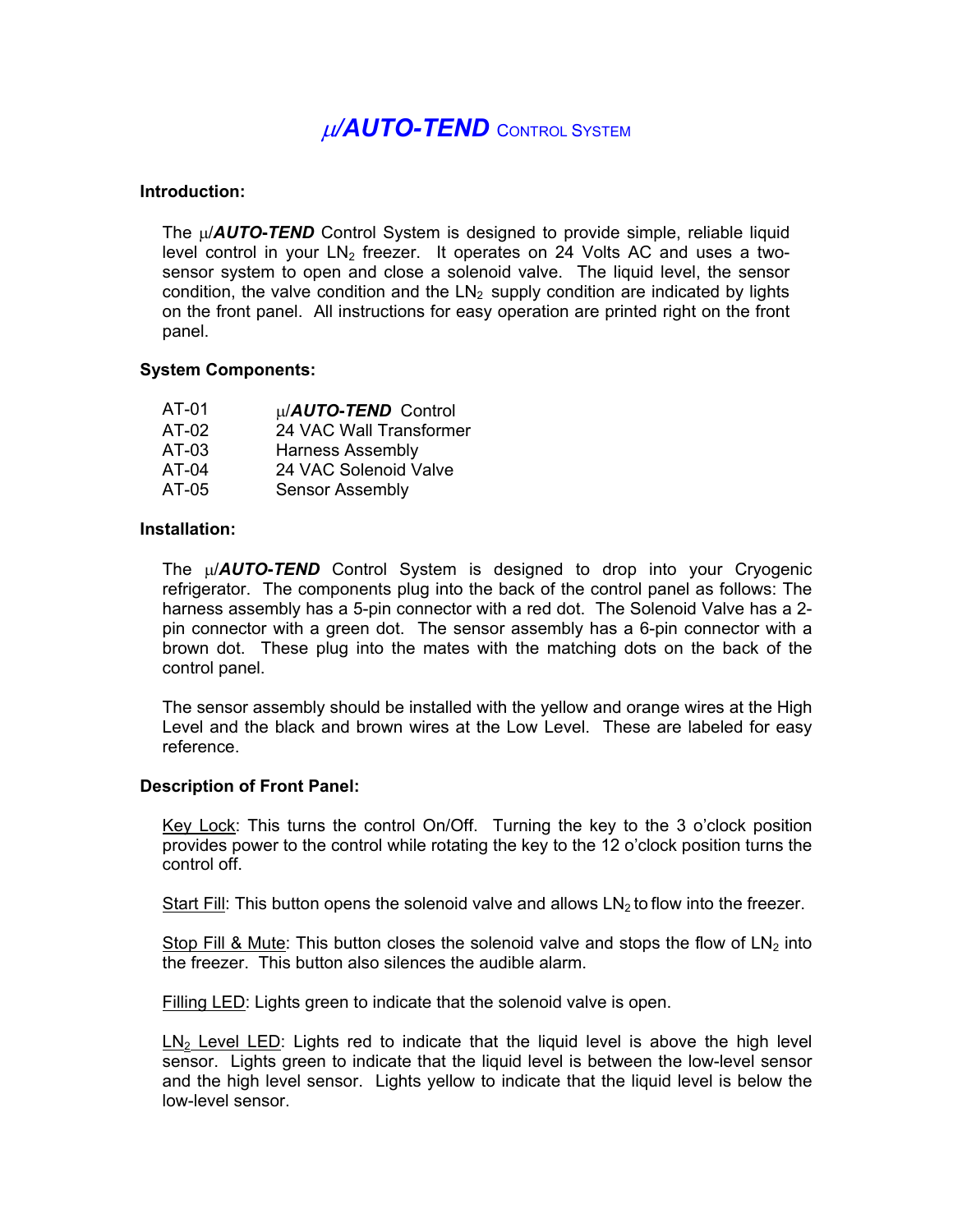# μ/***AUTO-TEND*** CONTROL SYSTEM

**Introduction:**

The μ/***AUTO-TEND*** Control System is designed to provide simple, reliable liquid level control in your $LN_2$ freezer. It operates on 24 Volts AC and uses a two-sensor system to open and close a solenoid valve. The liquid level, the sensor condition, the valve condition and the $LN_2$ supply condition are indicated by lights on the front panel. All instructions for easy operation are printed right on the front panel.

**System Components:**

| | |
|---|---|
| AT-01 | μ/***AUTO-TEND*** Control |
| AT-02 | 24 VAC Wall Transformer |
| AT-03 | Harness Assembly |
| AT-04 | 24 VAC Solenoid Valve |
| AT-05 | Sensor Assembly |

**Installation:**

The μ/***AUTO-TEND*** Control System is designed to drop into your Cryogenic refrigerator. The components plug into the back of the control panel as follows: The harness assembly has a 5-pin connector with a red dot. The Solenoid Valve has a 2-pin connector with a green dot. The sensor assembly has a 6-pin connector with a brown dot. These plug into the mates with the matching dots on the back of the control panel.

The sensor assembly should be installed with the yellow and orange wires at the High Level and the black and brown wires at the Low Level. These are labeled for easy reference.

**Description of Front Panel:**

<u>Key Lock</u>: This turns the control On/Off. Turning the key to the 3 o'clock position provides power to the control while rotating the key to the 12 o'clock position turns the control off.

<u>Start Fill</u>: This button opens the solenoid valve and allows $LN_2$ to flow into the freezer.

<u>Stop Fill & Mute</u>: This button closes the solenoid valve and stops the flow of $LN_2$ into the freezer. This button also silences the audible alarm.

<u>Filling LED</u>: Lights green to indicate that the solenoid valve is open.

<u>$LN_2$ Level LED</u>: Lights red to indicate that the liquid level is above the high level sensor. Lights green to indicate that the liquid level is between the low-level sensor and the high level sensor. Lights yellow to indicate that the liquid level is below the low-level sensor.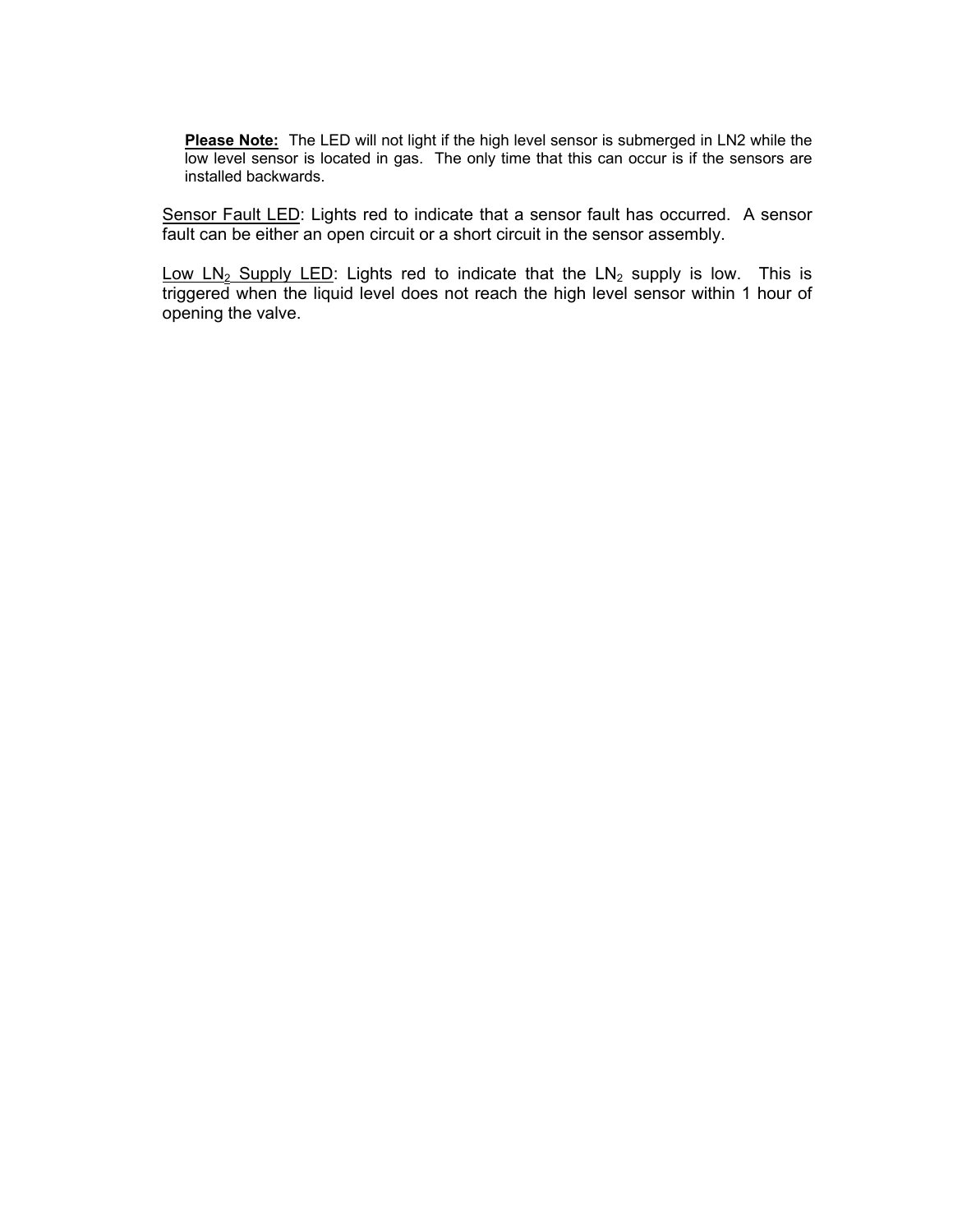> **Please Note:** The LED will not light if the high level sensor is submerged in LN2 while the low level sensor is located in gas. The only time that this can occur is if the sensors are installed backwards.

Sensor Fault LED: Lights red to indicate that a sensor fault has occurred. A sensor fault can be either an open circuit or a short circuit in the sensor assembly.

Low $LN_2$ Supply LED: Lights red to indicate that the $LN_2$ supply is low. This is triggered when the liquid level does not reach the high level sensor within 1 hour of opening the valve.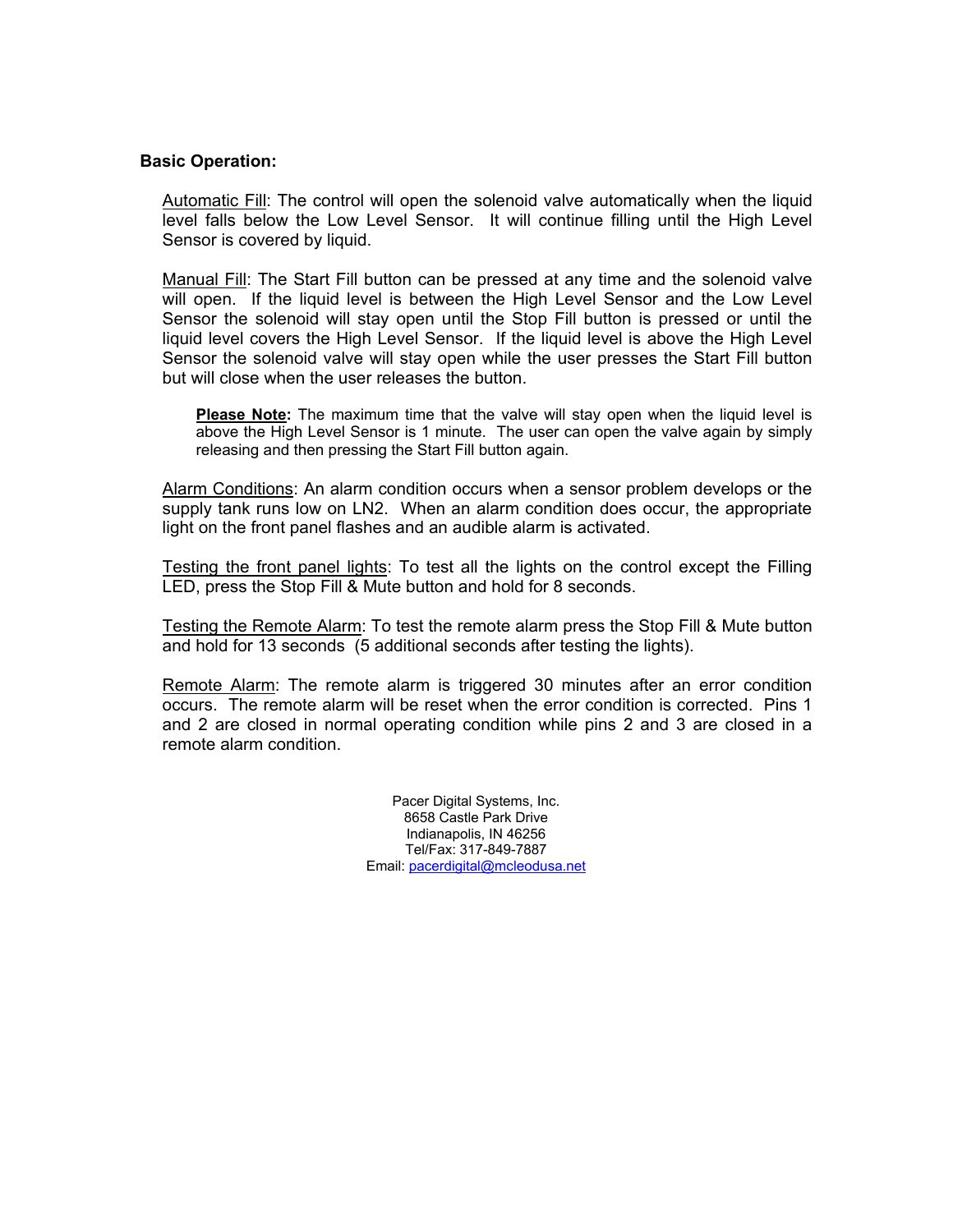**Basic Operation:**

Automatic Fill: The control will open the solenoid valve automatically when the liquid level falls below the Low Level Sensor. It will continue filling until the High Level Sensor is covered by liquid.

Manual Fill: The Start Fill button can be pressed at any time and the solenoid valve will open. If the liquid level is between the High Level Sensor and the Low Level Sensor the solenoid will stay open until the Stop Fill button is pressed or until the liquid level covers the High Level Sensor. If the liquid level is above the High Level Sensor the solenoid valve will stay open while the user presses the Start Fill button but will close when the user releases the button.

> **Please Note:** The maximum time that the valve will stay open when the liquid level is above the High Level Sensor is 1 minute. The user can open the valve again by simply releasing and then pressing the Start Fill button again.

Alarm Conditions: An alarm condition occurs when a sensor problem develops or the supply tank runs low on LN2. When an alarm condition does occur, the appropriate light on the front panel flashes and an audible alarm is activated.

Testing the front panel lights: To test all the lights on the control except the Filling LED, press the Stop Fill & Mute button and hold for 8 seconds.

Testing the Remote Alarm: To test the remote alarm press the Stop Fill & Mute button and hold for 13 seconds (5 additional seconds after testing the lights).

Remote Alarm: The remote alarm is triggered 30 minutes after an error condition occurs. The remote alarm will be reset when the error condition is corrected. Pins 1 and 2 are closed in normal operating condition while pins 2 and 3 are closed in a remote alarm condition.

Pacer Digital Systems, Inc.
8658 Castle Park Drive
Indianapolis, IN 46256
Tel/Fax: 317-849-7887
Email: pacerdigital@mcleodusa.net